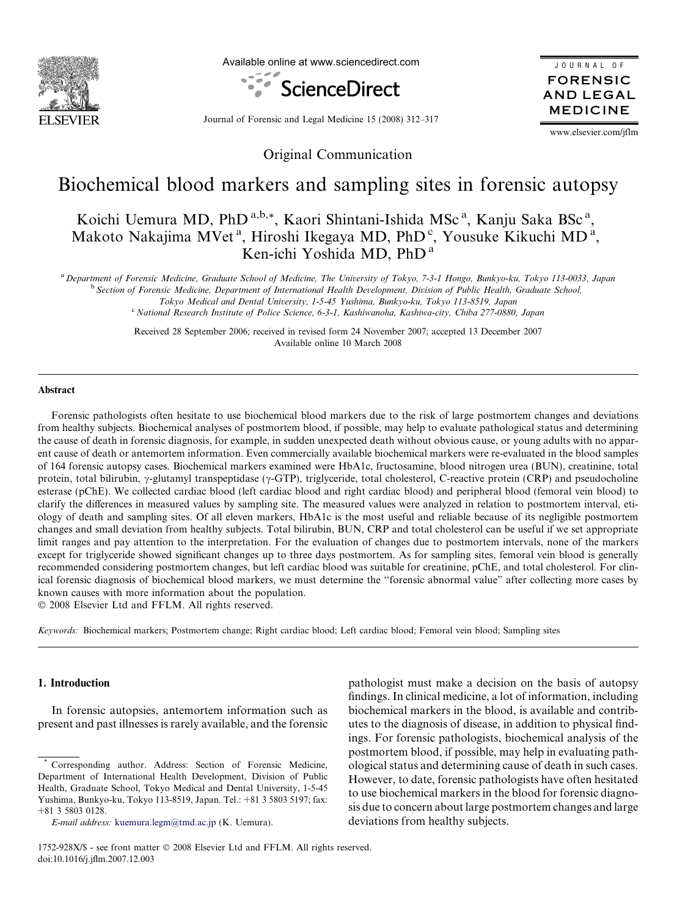Available online at www.sciencedirect.com

ScienceDirect

JOURNAL OF FORENSIC AND LEGAL MEDICINE

Journal of Forensic and Legal Medicine 15 (2008) 312–317

www.elsevier.com/jflm

Original Communication

# Biochemical blood markers and sampling sites in forensic autopsy

Koichi Uemura MD, PhD [a,b,*], Kaori Shintani-Ishida MSc [a], Kanju Saka BSc [a], Makoto Nakajima MVet [a], Hiroshi Ikegaya MD, PhD [c], Yousuke Kikuchi MD [a], Ken-ichi Yoshida MD, PhD [a]

[a] Department of Forensic Medicine, Graduate School of Medicine, The University of Tokyo, 7-3-1 Hongo, Bunkyo-ku, Tokyo 113-0033, Japan

[b] Section of Forensic Medicine, Department of International Health Development, Division of Public Health, Graduate School, Tokyo Medical and Dental University, 1-5-45 Yushima, Bunkyo-ku, Tokyo 113-8519, Japan

[c] National Research Institute of Police Science, 6-3-1, Kashiwanoha, Kashiwa-city, Chiba 277-0880, Japan

Received 28 September 2006; received in revised form 24 November 2007; accepted 13 December 2007
Available online 10 March 2008

## Abstract

Forensic pathologists often hesitate to use biochemical blood markers due to the risk of large postmortem changes and deviations from healthy subjects. Biochemical analyses of postmortem blood, if possible, may help to evaluate pathological status and determining the cause of death in forensic diagnosis, for example, in sudden unexpected death without obvious cause, or young adults with no apparent cause of death or antemortem information. Even commercially available biochemical markers were re-evaluated in the blood samples of 164 forensic autopsy cases. Biochemical markers examined were HbA1c, fructosamine, blood nitrogen urea (BUN), creatinine, total protein, total bilirubin, γ-glutamyl transpeptidase (γ-GTP), triglyceride, total cholesterol, C-reactive protein (CRP) and pseudocholine esterase (pChE). We collected cardiac blood (left cardiac blood and right cardiac blood) and peripheral blood (femoral vein blood) to clarify the differences in measured values by sampling site. The measured values were analyzed in relation to postmortem interval, etiology of death and sampling sites. Of all eleven markers, HbA1c is the most useful and reliable because of its negligible postmortem changes and small deviation from healthy subjects. Total bilirubin, BUN, CRP and total cholesterol can be useful if we set appropriate limit ranges and pay attention to the interpretation. For the evaluation of changes due to postmortem intervals, none of the markers except for triglyceride showed significant changes up to three days postmortem. As for sampling sites, femoral vein blood is generally recommended considering postmortem changes, but left cardiac blood was suitable for creatinine, pChE, and total cholesterol. For clinical forensic diagnosis of biochemical blood markers, we must determine the "forensic abnormal value" after collecting more cases by known causes with more information about the population.

© 2008 Elsevier Ltd and FFLM. All rights reserved.

*Keywords:* Biochemical markers; Postmortem change; Right cardiac blood; Left cardiac blood; Femoral vein blood; Sampling sites

## 1. Introduction

In forensic autopsies, antemortem information such as present and past illnesses is rarely available, and the forensic pathologist must make a decision on the basis of autopsy findings. In clinical medicine, a lot of information, including biochemical markers in the blood, is available and contributes to the diagnosis of disease, in addition to physical findings. For forensic pathologists, biochemical analysis of the postmortem blood, if possible, may help in evaluating pathological status and determining cause of death in such cases. However, to date, forensic pathologists have often hesitated to use biochemical markers in the blood for forensic diagnosis due to concern about large postmortem changes and large deviations from healthy subjects.

\* Corresponding author. Address: Section of Forensic Medicine, Department of International Health Development, Division of Public Health, Graduate School, Tokyo Medical and Dental University, 1-5-45 Yushima, Bunkyo-ku, Tokyo 113-8519, Japan. Tel.: +81 3 5803 5197; fax: +81 3 5803 0128.

*E-mail address:* kuemura.legm@tmd.ac.jp (K. Uemura).

1752-928X/$ - see front matter © 2008 Elsevier Ltd and FFLM. All rights reserved.
doi:10.1016/j.jflm.2007.12.003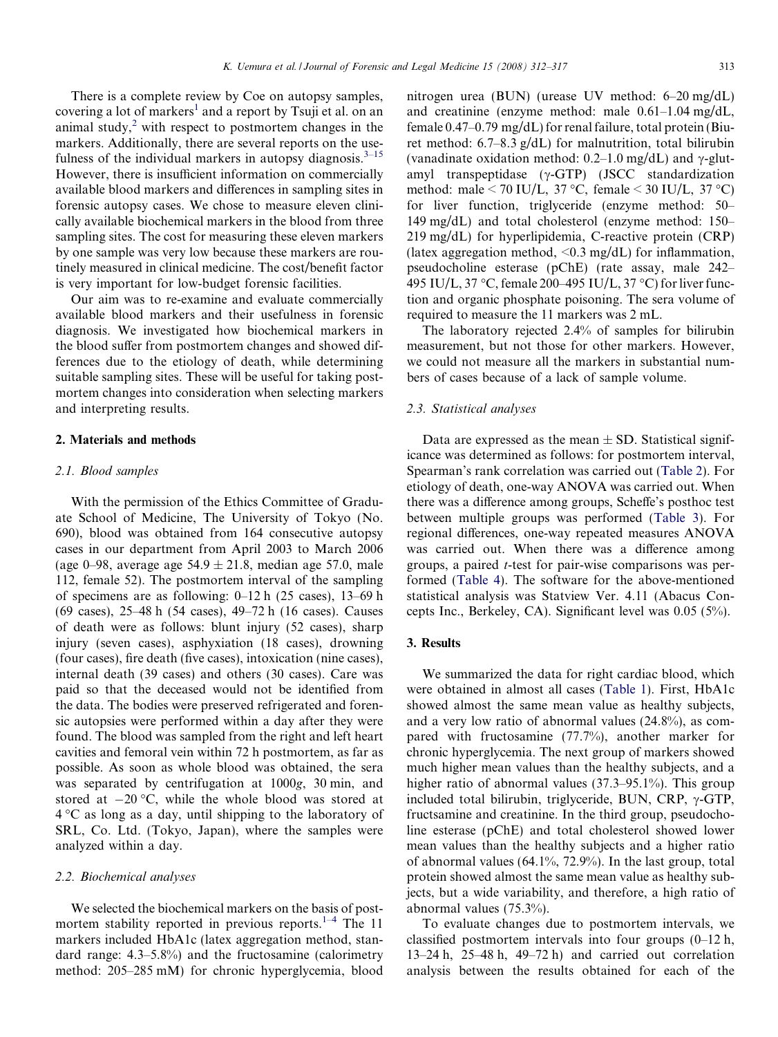There is a complete review by Coe on autopsy samples, covering a lot of markers[1] and a report by Tsuji et al. on an animal study,[2] with respect to postmortem changes in the markers. Additionally, there are several reports on the usefulness of the individual markers in autopsy diagnosis.[3–15] However, there is insufficient information on commercially available blood markers and differences in sampling sites in forensic autopsy cases. We chose to measure eleven clinically available biochemical markers in the blood from three sampling sites. The cost for measuring these eleven markers by one sample was very low because these markers are routinely measured in clinical medicine. The cost/benefit factor is very important for low-budget forensic facilities.

Our aim was to re-examine and evaluate commercially available blood markers and their usefulness in forensic diagnosis. We investigated how biochemical markers in the blood suffer from postmortem changes and showed differences due to the etiology of death, while determining suitable sampling sites. These will be useful for taking postmortem changes into consideration when selecting markers and interpreting results.

## 2. Materials and methods

### 2.1. Blood samples

With the permission of the Ethics Committee of Graduate School of Medicine, The University of Tokyo (No. 690), blood was obtained from 164 consecutive autopsy cases in our department from April 2003 to March 2006 (age 0–98, average age $54.9 \pm 21.8$, median age 57.0, male 112, female 52). The postmortem interval of the sampling of specimens are as following: 0–12 h (25 cases), 13–69 h (69 cases), 25–48 h (54 cases), 49–72 h (16 cases). Causes of death were as follows: blunt injury (52 cases), sharp injury (seven cases), asphyxiation (18 cases), drowning (four cases), fire death (five cases), intoxication (nine cases), internal death (39 cases) and others (30 cases). Care was paid so that the deceased would not be identified from the data. The bodies were preserved refrigerated and forensic autopsies were performed within a day after they were found. The blood was sampled from the right and left heart cavities and femoral vein within 72 h postmortem, as far as possible. As soon as whole blood was obtained, the sera was separated by centrifugation at 1000*g*, 30 min, and stored at −20 °C, while the whole blood was stored at 4 °C as long as a day, until shipping to the laboratory of SRL, Co. Ltd. (Tokyo, Japan), where the samples were analyzed within a day.

### 2.2. Biochemical analyses

We selected the biochemical markers on the basis of postmortem stability reported in previous reports.[1–4] The 11 markers included HbA1c (latex aggregation method, standard range: 4.3–5.8%) and the fructosamine (calorimetry method: 205–285 mM) for chronic hyperglycemia, blood nitrogen urea (BUN) (urease UV method: 6–20 mg/dL) and creatinine (enzyme method: male 0.61–1.04 mg/dL, female 0.47–0.79 mg/dL) for renal failure, total protein (Biuret method: 6.7–8.3 g/dL) for malnutrition, total bilirubin (vanadinate oxidation method: 0.2–1.0 mg/dL) and γ-glutamyl transpeptidase (γ-GTP) (JSCC standardization method: male < 70 IU/L, 37 °C, female < 30 IU/L, 37 °C) for liver function, triglyceride (enzyme method: 50–149 mg/dL) and total cholesterol (enzyme method: 150–219 mg/dL) for hyperlipidemia, C-reactive protein (CRP) (latex aggregation method, <0.3 mg/dL) for inflammation, pseudocholine esterase (pChE) (rate assay, male 242–495 IU/L, 37 °C, female 200–495 IU/L, 37 °C) for liver function and organic phosphate poisoning. The sera volume of required to measure the 11 markers was 2 mL.

The laboratory rejected 2.4% of samples for bilirubin measurement, but not those for other markers. However, we could not measure all the markers in substantial numbers of cases because of a lack of sample volume.

### 2.3. Statistical analyses

Data are expressed as the mean ± SD. Statistical significance was determined as follows: for postmortem interval, Spearman's rank correlation was carried out (Table 2). For etiology of death, one-way ANOVA was carried out. When there was a difference among groups, Scheffe's posthoc test between multiple groups was performed (Table 3). For regional differences, one-way repeated measures ANOVA was carried out. When there was a difference among groups, a paired *t*-test for pair-wise comparisons was performed (Table 4). The software for the above-mentioned statistical analysis was Statview Ver. 4.11 (Abacus Concepts Inc., Berkeley, CA). Significant level was 0.05 (5%).

## 3. Results

We summarized the data for right cardiac blood, which were obtained in almost all cases (Table 1). First, HbA1c showed almost the same mean value as healthy subjects, and a very low ratio of abnormal values (24.8%), as compared with fructosamine (77.7%), another marker for chronic hyperglycemia. The next group of markers showed much higher mean values than the healthy subjects, and a higher ratio of abnormal values (37.3–95.1%). This group included total bilirubin, triglyceride, BUN, CRP, γ-GTP, fructsamine and creatinine. In the third group, pseudocholine esterase (pChE) and total cholesterol showed lower mean values than the healthy subjects and a higher ratio of abnormal values (64.1%, 72.9%). In the last group, total protein showed almost the same mean value as healthy subjects, but a wide variability, and therefore, a high ratio of abnormal values (75.3%).

To evaluate changes due to postmortem intervals, we classified postmortem intervals into four groups (0–12 h, 13–24 h, 25–48 h, 49–72 h) and carried out correlation analysis between the results obtained for each of the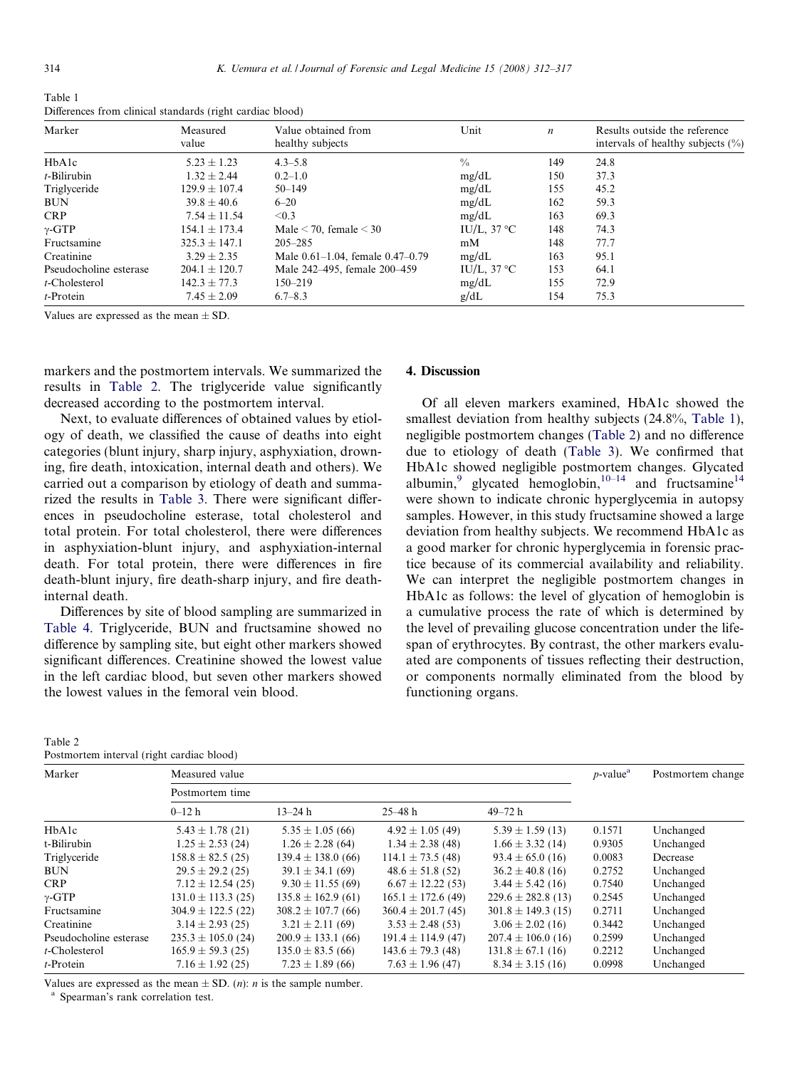Table 1
Differences from clinical standards (right cardiac blood)

| Marker | Measured value | Value obtained from healthy subjects | Unit | $n$ | Results outside the reference intervals of healthy subjects (%) |
|---|---|---|---|---|---|
| HbA1c | 5.23 ± 1.23 | 4.3–5.8 | % | 149 | 24.8 |
| *t*-Bilirubin | 1.32 ± 2.44 | 0.2–1.0 | mg/dL | 150 | 37.3 |
| Triglyceride | 129.9 ± 107.4 | 50–149 | mg/dL | 155 | 45.2 |
| BUN | 39.8 ± 40.6 | 6–20 | mg/dL | 162 | 59.3 |
| CRP | 7.54 ± 11.54 | <0.3 | mg/dL | 163 | 69.3 |
| γ-GTP | 154.1 ± 173.4 | Male < 70, female < 30 | IU/L, 37 °C | 148 | 74.3 |
| Fructsamine | 325.3 ± 147.1 | 205–285 | mM | 148 | 77.7 |
| Creatinine | 3.29 ± 2.35 | Male 0.61–1.04, female 0.47–0.79 | mg/dL | 163 | 95.1 |
| Pseudocholine esterase | 204.1 ± 120.7 | Male 242–495, female 200–459 | IU/L, 37 °C | 153 | 64.1 |
| *t*-Cholesterol | 142.3 ± 77.3 | 150–219 | mg/dL | 155 | 72.9 |
| *t*-Protein | 7.45 ± 2.09 | 6.7–8.3 | g/dL | 154 | 75.3 |

Values are expressed as the mean ± SD.

markers and the postmortem intervals. We summarized the results in Table 2. The triglyceride value significantly decreased according to the postmortem interval.

Next, to evaluate differences of obtained values by etiology of death, we classified the cause of deaths into eight categories (blunt injury, sharp injury, asphyxiation, drowning, fire death, intoxication, internal death and others). We carried out a comparison by etiology of death and summarized the results in Table 3. There were significant differences in pseudocholine esterase, total cholesterol and total protein. For total cholesterol, there were differences in asphyxiation-blunt injury, and asphyxiation-internal death. For total protein, there were differences in fire death-blunt injury, fire death-sharp injury, and fire death-internal death.

Differences by site of blood sampling are summarized in Table 4. Triglyceride, BUN and fructsamine showed no difference by sampling site, but eight other markers showed significant differences. Creatinine showed the lowest value in the left cardiac blood, but seven other markers showed the lowest values in the femoral vein blood.

## 4. Discussion

Of all eleven markers examined, HbA1c showed the smallest deviation from healthy subjects (24.8%, Table 1), negligible postmortem changes (Table 2) and no difference due to etiology of death (Table 3). We confirmed that HbA1c showed negligible postmortem changes. Glycated albumin,[9] glycated hemoglobin,[10–14] and fructsamine[14] were shown to indicate chronic hyperglycemia in autopsy samples. However, in this study fructsamine showed a large deviation from healthy subjects. We recommend HbA1c as a good marker for chronic hyperglycemia in forensic practice because of its commercial availability and reliability. We can interpret the negligible postmortem changes in HbA1c as follows: the level of glycation of hemoglobin is a cumulative process the rate of which is determined by the level of prevailing glucose concentration under the lifespan of erythrocytes. By contrast, the other markers evaluated are components of tissues reflecting their destruction, or components normally eliminated from the blood by functioning organs.

Table 2
Postmortem interval (right cardiac blood)

| Marker | Measured value | | | | $p$-value[a] | Postmortem change |
|---|---|---|---|---|---|---|
| | Postmortem time | | | | | |
| | 0–12 h | 13–24 h | 25–48 h | 49–72 h | | |
| HbA1c | 5.43 ± 1.78 (21) | 5.35 ± 1.05 (66) | 4.92 ± 1.05 (49) | 5.39 ± 1.59 (13) | 0.1571 | Unchanged |
| t-Bilirubin | 1.25 ± 2.53 (24) | 1.26 ± 2.28 (64) | 1.34 ± 2.38 (48) | 1.66 ± 3.32 (14) | 0.9305 | Unchanged |
| Triglyceride | 158.8 ± 82.5 (25) | 139.4 ± 138.0 (66) | 114.1 ± 73.5 (48) | 93.4 ± 65.0 (16) | 0.0083 | Decrease |
| BUN | 29.5 ± 29.2 (25) | 39.1 ± 34.1 (69) | 48.6 ± 51.8 (52) | 36.2 ± 40.8 (16) | 0.2752 | Unchanged |
| CRP | 7.12 ± 12.54 (25) | 9.30 ± 11.55 (69) | 6.67 ± 12.22 (53) | 3.44 ± 5.42 (16) | 0.7540 | Unchanged |
| γ-GTP | 131.0 ± 113.3 (25) | 135.8 ± 162.9 (61) | 165.1 ± 172.6 (49) | 229.6 ± 282.8 (13) | 0.2545 | Unchanged |
| Fructsamine | 304.9 ± 122.5 (22) | 308.2 ± 107.7 (66) | 360.4 ± 201.7 (45) | 301.8 ± 149.3 (15) | 0.2711 | Unchanged |
| Creatinine | 3.14 ± 2.93 (25) | 3.21 ± 2.11 (69) | 3.53 ± 2.48 (53) | 3.06 ± 2.02 (16) | 0.3442 | Unchanged |
| Pseudocholine esterase | 235.3 ± 105.0 (24) | 200.9 ± 133.1 (66) | 191.4 ± 114.9 (47) | 207.4 ± 106.0 (16) | 0.2599 | Unchanged |
| *t*-Cholesterol | 165.9 ± 59.3 (25) | 135.0 ± 83.5 (66) | 143.6 ± 79.3 (48) | 131.8 ± 67.1 (16) | 0.2212 | Unchanged |
| *t*-Protein | 7.16 ± 1.92 (25) | 7.23 ± 1.89 (66) | 7.63 ± 1.96 (47) | 8.34 ± 3.15 (16) | 0.0998 | Unchanged |

Values are expressed as the mean ± SD. ($n$): $n$ is the sample number.

[a] Spearman's rank correlation test.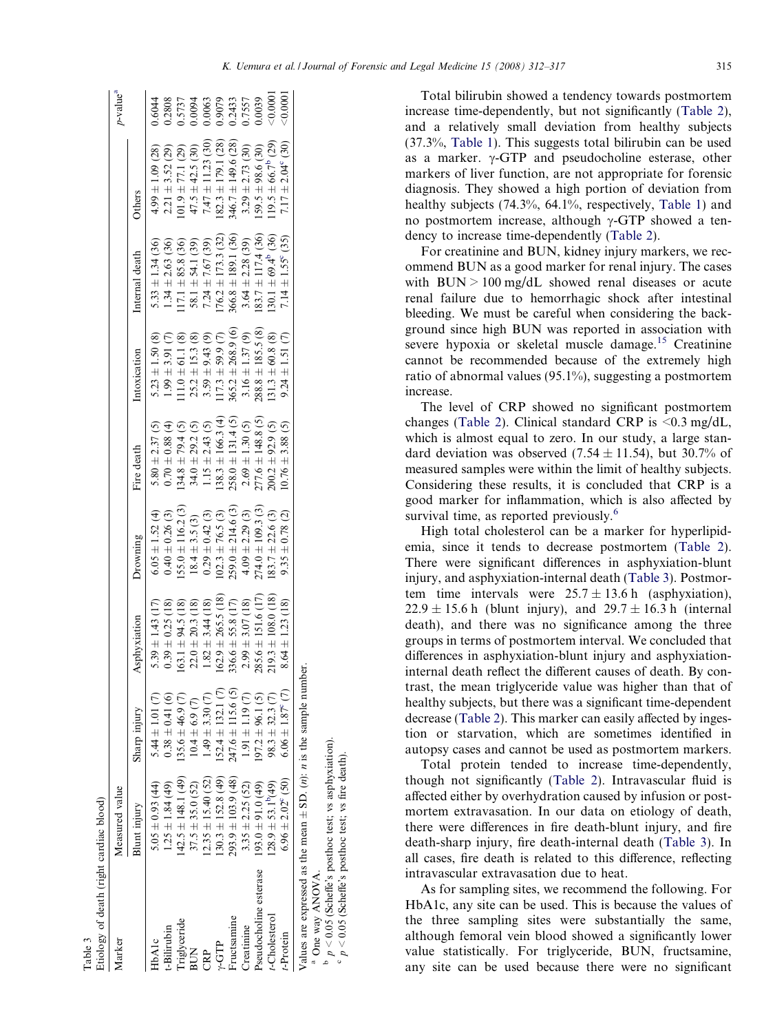Table 3
Etiology of death (right cardiac blood)

| Marker | Measured value | | | | | | | p-value[a] |
|---|---|---|---|---|---|---|---|---|
| | Blunt injury | Sharp injury | Asphyxiation | Drowning | Fire death | Intoxication | Internal death | Others | |
| HbA1c | 5.05 ± 0.93 (44) | 5.44 ± 1.01 (7) | 5.39 ± 1.43 (17) | 6.05 ± 1.52 (4) | 5.80 ± 2.37 (5) | 5.23 ± 1.50 (8) | 5.33 ± 1.34 (36) | 4.99 ± 1.09 (28) | 0.6044 |
| t-Bilirubin | 1.25 ± 1.84 (49) | 0.38 ± 0.41 (6) | 0.39 ± 0.25 (18) | 0.40 ± 0.26 (3) | 0.70 ± 0.88 (4) | 1.99 ± 3.91 (7) | 1.34 ± 2.63 (36) | 2.21 ± 3.52 (29) | 0.2808 |
| Triglyceride | 142.5 ± 148.1 (49) | 135.6 ± 46.9 (7) | 163.1 ± 94.5 (18) | 155.0 ± 116.2 (3) | 134.8 ± 79.4 (5) | 111.0 ± 61.1 (8) | 117.1 ± 85.8 (36) | 101.9 ± 77.1 (29) | 0.5737 |
| BUN | 37.5 ± 35.0 (52) | 10.4 ± 6.9 (7) | 22.0 ± 20.3 (18) | 18.4 ± 3.5 (3) | 34.0 ± 29.2 (5) | 25.2 ± 15.3 (8) | 58.1 ± 54.1 (39) | 47.5 ± 42.5 (30) | 0.0094 |
| CRP | 12.35 ± 15.40 (52) | 1.49 ± 3.30 (7) | 1.82 ± 3.44 (18) | 0.29 ± 0.42 (3) | 1.15 ± 2.43 (5) | 3.59 ± 9.43 (9) | 7.24 ± 7.67 (39) | 7.47 ± 11.23 (30) | 0.0063 |
| γ-GTP | 130.3 ± 152.8 (49) | 152.4 ± 132.1 (7) | 162.9 ± 265.5 (18) | 102.3 ± 76.5 (3) | 138.3 ± 166.3 (4) | 117.3 ± 59.9 (7) | 176.2 ± 173.3 (32) | 182.3 ± 179.1 (28) | 0.9079 |
| Fructsamine | 293.9 ± 103.9 (48) | 247.6 ± 115.6 (5) | 336.6 ± 55.8 (17) | 259.0 ± 214.6 (3) | 258.0 ± 131.4 (5) | 365.2 ± 268.9 (6) | 366.8 ± 189.1 (36) | 346.7 ± 149.6 (28) | 0.2433 |
| Creatinine | 3.35 ± 2.25 (52) | 1.91 ± 1.19 (7) | 2.99 ± 3.07 (18) | 4.09 ± 2.29 (3) | 2.69 ± 1.30 (5) | 3.16 ± 1.37 (9) | 3.64 ± 2.28 (39) | 3.29 ± 2.73 (30) | 0.7557 |
| Pseudocholine esterase | 193.0 ± 91.0 (49) | 197.2 ± 96.1 (5) | 285.6 ± 151.6 (17) | 274.0 ± 109.3 (3) | 277.6 ± 148.8 (5) | 288.8 ± 185.5 (8) | 183.7 ± 117.4 (36) | 159.5 ± 98.6 (30) | 0.0039 |
| t-Cholesterol | 128.9 ± 53.1[b] (49) | 98.3 ± 32.3 (7) | 219.3 ± 108.0 (18) | 183.7 ± 22.6 (3) | 200.2 ± 92.9 (5) | 131.3 ± 60.8 (8) | 130.1 ± 69.4[b] (36) | 119.5 ± 66.7[b] (29) | <0.0001 |
| t-Protein | 6.96 ± 2.02[c] (50) | 6.06 ± 1.87[c] (7) | 8.64 ± 1.23 (18) | 9.35 ± 0.78 (2) | 10.76 ± 3.88 (5) | 9.24 ± 1.51 (7) | 7.14 ± 1.55[c] (35) | 7.17 ± 2.04[c] (30) | <0.0001 |

Values are expressed as the mean ± SD. (n): n is the sample number.
[a] One way ANOVA.
[b] $p < 0.05$ (Scheffe's posthoc test; vs asphyxiation).
[c] $p < 0.05$ (Scheffe's posthoc test; vs fire death).

Total bilirubin showed a tendency towards postmortem increase time-dependently, but not significantly (Table 2), and a relatively small deviation from healthy subjects (37.3%, Table 1). This suggests total bilirubin can be used as a marker. γ-GTP and pseudocholine esterase, other markers of liver function, are not appropriate for forensic diagnosis. They showed a high portion of deviation from healthy subjects (74.3%, 64.1%, respectively, Table 1) and no postmortem increase, although γ-GTP showed a tendency to increase time-dependently (Table 2).

For creatinine and BUN, kidney injury markers, we recommend BUN as a good marker for renal injury. The cases with BUN > 100 mg/dL showed renal diseases or acute renal failure due to hemorrhagic shock after intestinal bleeding. We must be careful when considering the background since high BUN was reported in association with severe hypoxia or skeletal muscle damage.[15] Creatinine cannot be recommended because of the extremely high ratio of abnormal values (95.1%), suggesting a postmortem increase.

The level of CRP showed no significant postmortem changes (Table 2). Clinical standard CRP is <0.3 mg/dL, which is almost equal to zero. In our study, a large standard deviation was observed (7.54 ± 11.54), but 30.7% of measured samples were within the limit of healthy subjects. Considering these results, it is concluded that CRP is a good marker for inflammation, which is also affected by survival time, as reported previously.[6]

High total cholesterol can be a marker for hyperlipidemia, since it tends to decrease postmortem (Table 2). There were significant differences in asphyxiation-blunt injury, and asphyxiation-internal death (Table 3). Postmortem time intervals were 25.7 ± 13.6 h (asphyxiation), 22.9 ± 15.6 h (blunt injury), and 29.7 ± 16.3 h (internal death), and there was no significance among the three groups in terms of postmortem interval. We concluded that differences in asphyxiation-blunt injury and asphyxiation-internal death reflect the different causes of death. By contrast, the mean triglyceride value was higher than that of healthy subjects, but there was a significant time-dependent decrease (Table 2). This marker can easily affected by ingestion or starvation, which are sometimes identified in autopsy cases and cannot be used as postmortem markers.

Total protein tended to increase time-dependently, though not significantly (Table 2). Intravascular fluid is affected either by overhydration caused by infusion or postmortem extravasation. In our data on etiology of death, there were differences in fire death-blunt injury, and fire death-sharp injury, fire death-internal death (Table 3). In all cases, fire death is related to this difference, reflecting intravascular extravasation due to heat.

As for sampling sites, we recommend the following. For HbA1c, any site can be used. This is because the values of the three sampling sites were substantially the same, although femoral vein blood showed a significantly lower value statistically. For triglyceride, BUN, fructsamine, any site can be used because there were no significant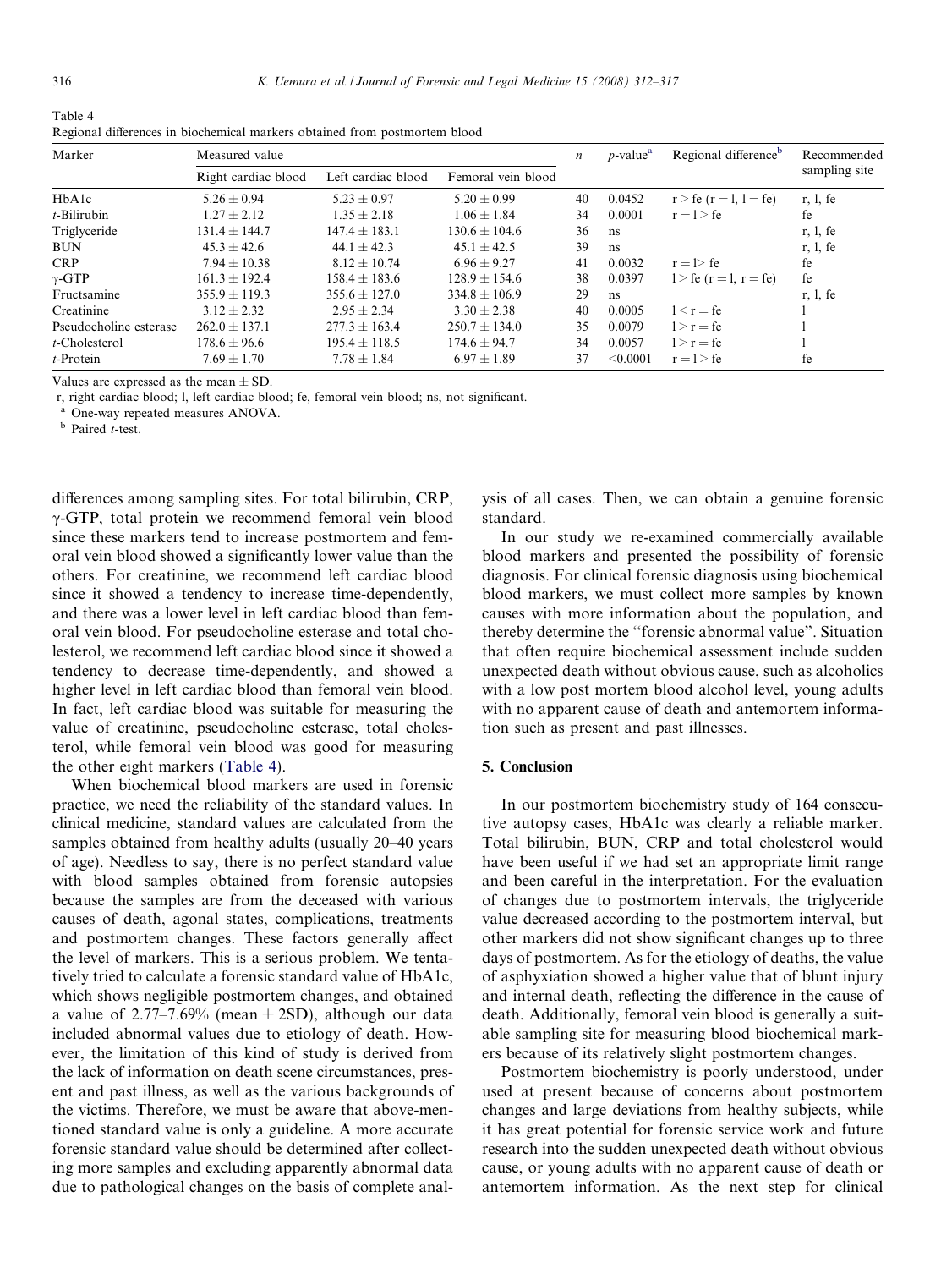Table 4
Regional differences in biochemical markers obtained from postmortem blood

| Marker | Measured value | | | $n$ | $p$-value[a] | Regional difference[b] | Recommended sampling site |
|---|---|---|---|---|---|---|---|
| | Right cardiac blood | Left cardiac blood | Femoral vein blood | | | | |
| HbA1c | 5.26 ± 0.94 | 5.23 ± 0.97 | 5.20 ± 0.99 | 40 | 0.0452 | r > fe (r = l, l = fe) | r, l, fe |
| *t*-Bilirubin | 1.27 ± 2.12 | 1.35 ± 2.18 | 1.06 ± 1.84 | 34 | 0.0001 | r = l > fe | fe |
| Triglyceride | 131.4 ± 144.7 | 147.4 ± 183.1 | 130.6 ± 104.6 | 36 | ns | | r, l, fe |
| BUN | 45.3 ± 42.6 | 44.1 ± 42.3 | 45.1 ± 42.5 | 39 | ns | | r, l, fe |
| CRP | 7.94 ± 10.38 | 8.12 ± 10.74 | 6.96 ± 9.27 | 41 | 0.0032 | r = l> fe | fe |
| γ-GTP | 161.3 ± 192.4 | 158.4 ± 183.6 | 128.9 ± 154.6 | 38 | 0.0397 | l > fe (r = l, r = fe) | fe |
| Fructsamine | 355.9 ± 119.3 | 355.6 ± 127.0 | 334.8 ± 106.9 | 29 | ns | | r, l, fe |
| Creatinine | 3.12 ± 2.32 | 2.95 ± 2.34 | 3.30 ± 2.38 | 40 | 0.0005 | l < r = fe | l |
| Pseudocholine esterase | 262.0 ± 137.1 | 277.3 ± 163.4 | 250.7 ± 134.0 | 35 | 0.0079 | l > r = fe | l |
| *t*-Cholesterol | 178.6 ± 96.6 | 195.4 ± 118.5 | 174.6 ± 94.7 | 34 | 0.0057 | l > r = fe | l |
| *t*-Protein | 7.69 ± 1.70 | 7.78 ± 1.84 | 6.97 ± 1.89 | 37 | <0.0001 | r = l > fe | fe |

Values are expressed as the mean ± SD.

r, right cardiac blood; l, left cardiac blood; fe, femoral vein blood; ns, not significant.

[a] One-way repeated measures ANOVA.

[b] Paired *t*-test.

differences among sampling sites. For total bilirubin, CRP, γ-GTP, total protein we recommend femoral vein blood since these markers tend to increase postmortem and femoral vein blood showed a significantly lower value than the others. For creatinine, we recommend left cardiac blood since it showed a tendency to increase time-dependently, and there was a lower level in left cardiac blood than femoral vein blood. For pseudocholine esterase and total cholesterol, we recommend left cardiac blood since it showed a tendency to decrease time-dependently, and showed a higher level in left cardiac blood than femoral vein blood. In fact, left cardiac blood was suitable for measuring the value of creatinine, pseudocholine esterase, total cholesterol, while femoral vein blood was good for measuring the other eight markers (Table 4).

When biochemical blood markers are used in forensic practice, we need the reliability of the standard values. In clinical medicine, standard values are calculated from the samples obtained from healthy adults (usually 20–40 years of age). Needless to say, there is no perfect standard value with blood samples obtained from forensic autopsies because the samples are from the deceased with various causes of death, agonal states, complications, treatments and postmortem changes. These factors generally affect the level of markers. This is a serious problem. We tentatively tried to calculate a forensic standard value of HbA1c, which shows negligible postmortem changes, and obtained a value of 2.77–7.69% (mean ± 2SD), although our data included abnormal values due to etiology of death. However, the limitation of this kind of study is derived from the lack of information on death scene circumstances, present and past illness, as well as the various backgrounds of the victims. Therefore, we must be aware that above-mentioned standard value is only a guideline. A more accurate forensic standard value should be determined after collecting more samples and excluding apparently abnormal data due to pathological changes on the basis of complete analysis of all cases. Then, we can obtain a genuine forensic standard.

In our study we re-examined commercially available blood markers and presented the possibility of forensic diagnosis. For clinical forensic diagnosis using biochemical blood markers, we must collect more samples by known causes with more information about the population, and thereby determine the "forensic abnormal value". Situation that often require biochemical assessment include sudden unexpected death without obvious cause, such as alcoholics with a low post mortem blood alcohol level, young adults with no apparent cause of death and antemortem information such as present and past illnesses.

## 5. Conclusion

In our postmortem biochemistry study of 164 consecutive autopsy cases, HbA1c was clearly a reliable marker. Total bilirubin, BUN, CRP and total cholesterol would have been useful if we had set an appropriate limit range and been careful in the interpretation. For the evaluation of changes due to postmortem intervals, the triglyceride value decreased according to the postmortem interval, but other markers did not show significant changes up to three days of postmortem. As for the etiology of deaths, the value of asphyxiation showed a higher value that of blunt injury and internal death, reflecting the difference in the cause of death. Additionally, femoral vein blood is generally a suitable sampling site for measuring blood biochemical markers because of its relatively slight postmortem changes.

Postmortem biochemistry is poorly understood, under used at present because of concerns about postmortem changes and large deviations from healthy subjects, while it has great potential for forensic service work and future research into the sudden unexpected death without obvious cause, or young adults with no apparent cause of death or antemortem information. As the next step for clinical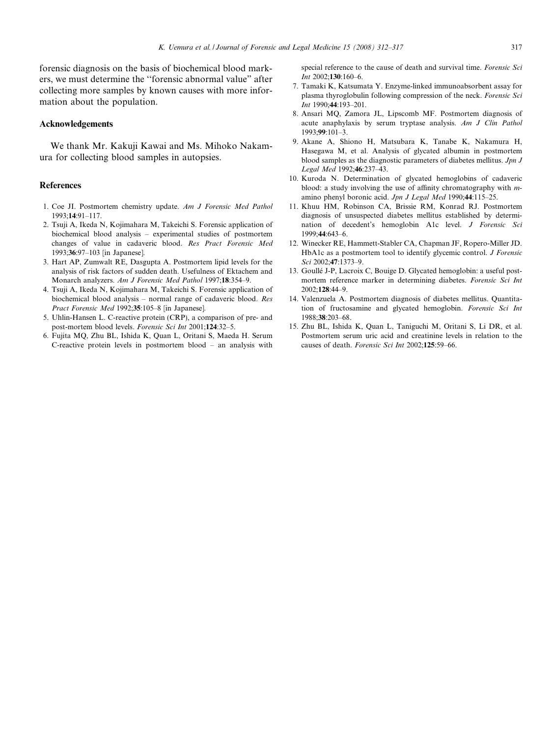forensic diagnosis on the basis of biochemical blood markers, we must determine the ''forensic abnormal value'' after collecting more samples by known causes with more information about the population.

## Acknowledgements

We thank Mr. Kakuji Kawai and Ms. Mihoko Nakamura for collecting blood samples in autopsies.

## References

1. Coe JI. Postmortem chemistry update. *Am J Forensic Med Pathol* 1993;**14**:91–117.
2. Tsuji A, Ikeda N, Kojimahara M, Takeichi S. Forensic application of biochemical blood analysis – experimental studies of postmortem changes of value in cadaveric blood. *Res Pract Forensic Med* 1993;**36**:97–103 [in Japanese].
3. Hart AP, Zumwalt RE, Dasgupta A. Postmortem lipid levels for the analysis of risk factors of sudden death. Usefulness of Ektachem and Monarch analyzers. *Am J Forensic Med Pathol* 1997;**18**:354–9.
4. Tsuji A, Ikeda N, Kojimahara M, Takeichi S. Forensic application of biochemical blood analysis – normal range of cadaveric blood. *Res Pract Forensic Med* 1992;**35**:105–8 [in Japanese].
5. Uhlin-Hansen L. C-reactive protein (CRP), a comparison of pre- and post-mortem blood levels. *Forensic Sci Int* 2001;**124**:32–5.
6. Fujita MQ, Zhu BL, Ishida K, Quan L, Oritani S, Maeda H. Serum C-reactive protein levels in postmortem blood – an analysis with special reference to the cause of death and survival time. *Forensic Sci Int* 2002;**130**:160–6.
7. Tamaki K, Katsumata Y. Enzyme-linked immunoabsorbent assay for plasma thyroglobulin following compression of the neck. *Forensic Sci Int* 1990;**44**:193–201.
8. Ansari MQ, Zamora JL, Lipscomb MF. Postmortem diagnosis of acute anaphylaxis by serum tryptase analysis. *Am J Clin Pathol* 1993;**99**:101–3.
9. Akane A, Shiono H, Matsubara K, Tanabe K, Nakamura H, Hasegawa M, et al. Analysis of glycated albumin in postmortem blood samples as the diagnostic parameters of diabetes mellitus. *Jpn J Legal Med* 1992;**46**:237–43.
10. Kuroda N. Determination of glycated hemoglobins of cadaveric blood: a study involving the use of affinity chromatography with *m*-amino phenyl boronic acid. *Jpn J Legal Med* 1990;**44**:115–25.
11. Khuu HM, Robinson CA, Brissie RM, Konrad RJ. Postmortem diagnosis of unsuspected diabetes mellitus established by determination of decedent's hemoglobin A1c level. *J Forensic Sci* 1999;**44**:643–6.
12. Winecker RE, Hammett-Stabler CA, Chapman JF, Ropero-Miller JD. HbA1c as a postmortem tool to identify glycemic control. *J Forensic Sci* 2002;**47**:1373–9.
13. Goullé J-P, Lacroix C, Bouige D. Glycated hemoglobin: a useful postmortem reference marker in determining diabetes. *Forensic Sci Int* 2002;**128**:44–9.
14. Valenzuela A. Postmortem diagnosis of diabetes mellitus. Quantitation of fructosamine and glycated hemoglobin. *Forensic Sci Int* 1988;**38**:203–68.
15. Zhu BL, Ishida K, Quan L, Taniguchi M, Oritani S, Li DR, et al. Postmortem serum uric acid and creatinine levels in relation to the causes of death. *Forensic Sci Int* 2002;**125**:59–66.